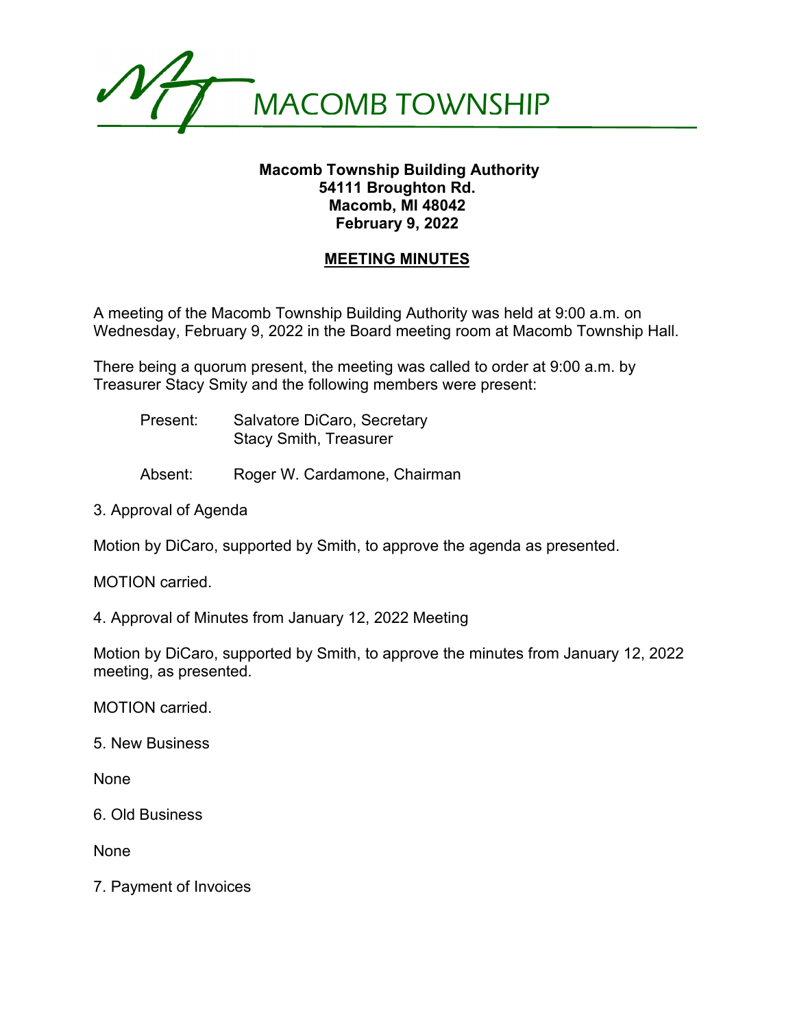MACOMB TOWNSHIP

**Macomb Township Building Authority**
**54111 Broughton Rd.**
**Macomb, MI 48042**
**February 9, 2022**

**MEETING MINUTES**

A meeting of the Macomb Township Building Authority was held at 9:00 a.m. on Wednesday, February 9, 2022 in the Board meeting room at Macomb Township Hall.

There being a quorum present, the meeting was called to order at 9:00 a.m. by Treasurer Stacy Smity and the following members were present:

Present: Salvatore DiCaro, Secretary
Stacy Smith, Treasurer

Absent: Roger W. Cardamone, Chairman

3. Approval of Agenda

Motion by DiCaro, supported by Smith, to approve the agenda as presented.

MOTION carried.

4. Approval of Minutes from January 12, 2022 Meeting

Motion by DiCaro, supported by Smith, to approve the minutes from January 12, 2022 meeting, as presented.

MOTION carried.

5. New Business

None

6. Old Business

None

7. Payment of Invoices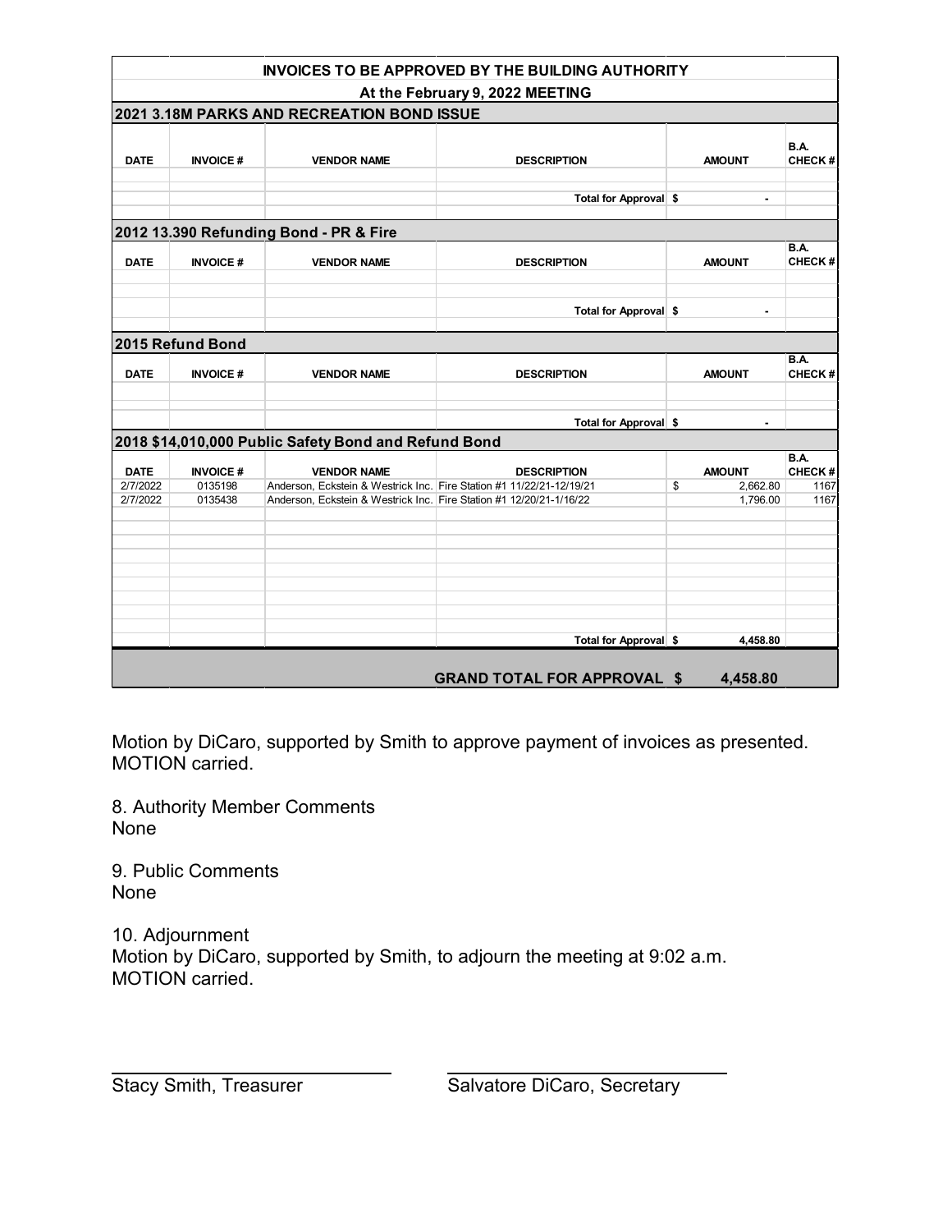**INVOICES TO BE APPROVED BY THE BUILDING AUTHORITY**

**At the February 9, 2022 MEETING**

**2021 3.18M PARKS AND RECREATION BOND ISSUE**

| DATE | INVOICE # | VENDOR NAME | DESCRIPTION | AMOUNT | B.A. CHECK # |
|---|---|---|---|---|---|
| | | | | | |
| | | | **Total for Approval** | **$ -** | |

**2012 13.390 Refunding Bond - PR & Fire**

| DATE | INVOICE # | VENDOR NAME | DESCRIPTION | AMOUNT | B.A. CHECK # |
|---|---|---|---|---|---|
| | | | | | |
| | | | **Total for Approval** | **$ -** | |

**2015 Refund Bond**

| DATE | INVOICE # | VENDOR NAME | DESCRIPTION | AMOUNT | B.A. CHECK # |
|---|---|---|---|---|---|
| | | | | | |
| | | | **Total for Approval** | **$ -** | |

**2018 $14,010,000 Public Safety Bond and Refund Bond**

| DATE | INVOICE # | VENDOR NAME | DESCRIPTION | AMOUNT | B.A. CHECK # |
|---|---|---|---|---|---|
| 2/7/2022 | 0135198 | Anderson, Eckstein & Westrick Inc. | Fire Station #1 11/22/21-12/19/21 | $ 2,662.80 | 1167 |
| 2/7/2022 | 0135438 | Anderson, Eckstein & Westrick Inc. | Fire Station #1 12/20/21-1/16/22 | 1,796.00 | 1167 |
| | | | **Total for Approval** | **$ 4,458.80** | |

**GRAND TOTAL FOR APPROVAL $ 4,458.80**

Motion by DiCaro, supported by Smith to approve payment of invoices as presented.
MOTION carried.

8. Authority Member Comments
None

9. Public Comments
None

10. Adjournment
Motion by DiCaro, supported by Smith, to adjourn the meeting at 9:02 a.m.
MOTION carried.

Stacy Smith, Treasurer

Salvatore DiCaro, Secretary